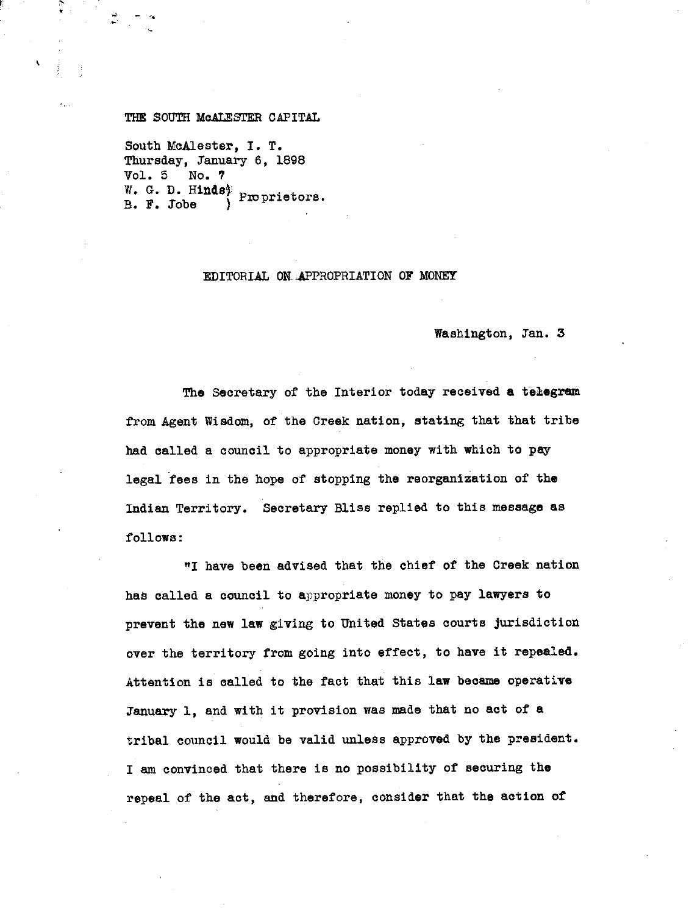THE SOUTH McALESTER CAPITAL

South McAlester, I. T.
Thursday, January 6, 1898
Vol. 5 No. 7
W. G. D. Hinds) Proprietors.
B. F. Jobe )

EDITORIAL ON APPROPRIATION OF MONEY

Washington, Jan. 3

The Secretary of the Interior today received a telegram from Agent Wisdom, of the Creek nation, stating that that tribe had called a council to appropriate money with which to pay legal fees in the hope of stopping the reorganization of the Indian Territory. Secretary Bliss replied to this message as follows:

"I have been advised that the chief of the Creek nation has called a council to appropriate money to pay lawyers to prevent the new law giving to United States courts jurisdiction over the territory from going into effect, to have it repealed. Attention is called to the fact that this law became operative January 1, and with it provision was made that no act of a tribal council would be valid unless approved by the president. I am convinced that there is no possibility of securing the repeal of the act, and therefore, consider that the action of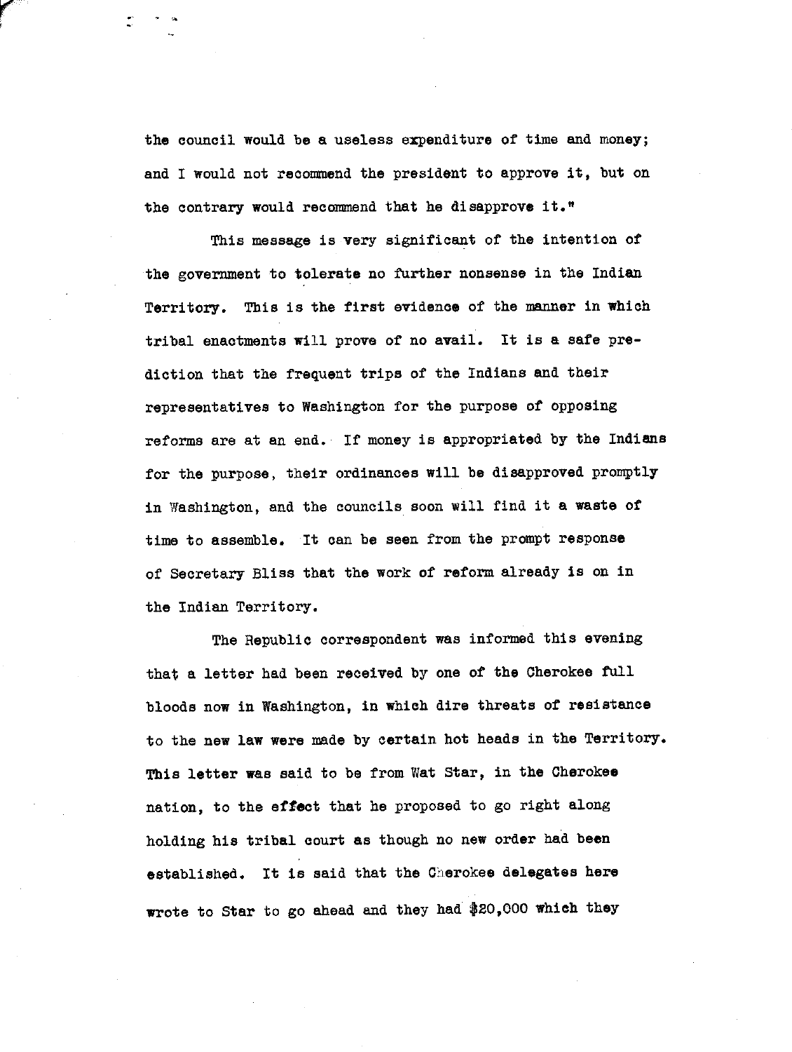the council would be a useless expenditure of time and money; and I would not recommend the president to approve it, but on the contrary would recommend that he disapprove it."

This message is very significant of the intention of the government to tolerate no further nonsense in the Indian Territory. This is the first evidence of the manner in which tribal enactments will prove of no avail. It is a safe prediction that the frequent trips of the Indians and their representatives to Washington for the purpose of opposing reforms are at an end. If money is appropriated by the Indians for the purpose, their ordinances will be disapproved promptly in Washington, and the councils soon will find it a waste of time to assemble. It can be seen from the prompt response of Secretary Bliss that the work of reform already is on in the Indian Territory.

The Republic correspondent was informed this evening that a letter had been received by one of the Cherokee full bloods now in Washington, in which dire threats of resistance to the new law were made by certain hot heads in the Territory. This letter was said to be from Wat Star, in the Cherokee nation, to the effect that he proposed to go right along holding his tribal court as though no new order had been established. It is said that the Cherokee delegates here wrote to Star to go ahead and they had $20,000 which they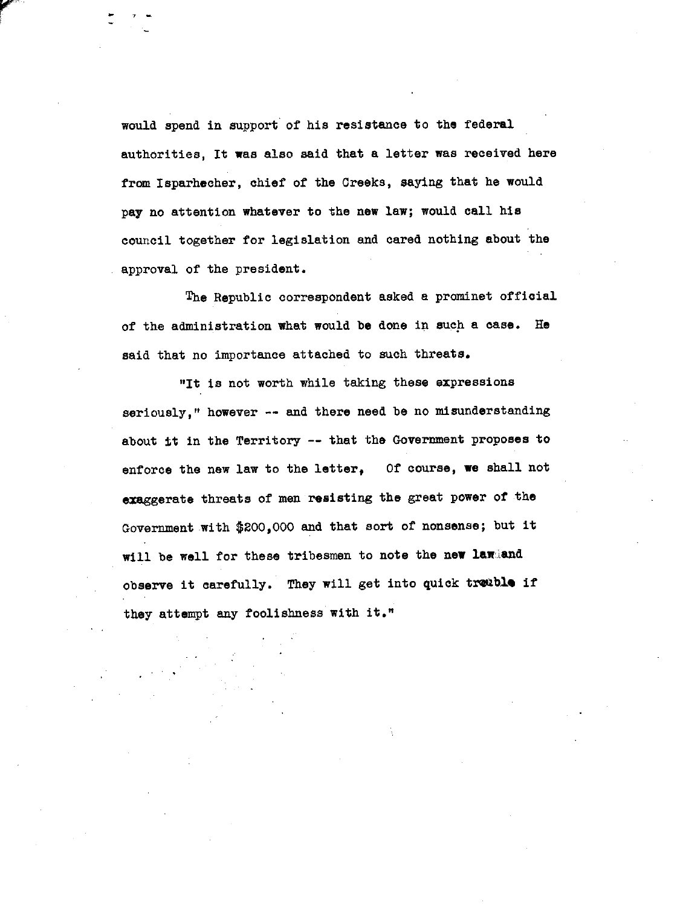would spend in support of his resistance to the federal authorities, It was also said that a letter was received here from Isparhecher, chief of the Creeks, saying that he would pay no attention whatever to the new law; would call his council together for legislation and cared nothing about the approval of the president.

The Republic correspondent asked a prominet official of the administration what would be done in such a case. He said that no importance attached to such threats.

"It is not worth while taking these expressions seriously," however -- and there need be no misunderstanding about it in the Territory -- that the Government proposes to enforce the new law to the letter, Of course, we shall not exaggerate threats of men resisting the great power of the Government with $200,000 and that sort of nonsense; but it will be well for these tribesmen to note the new law and observe it carefully. They will get into quick trouble if they attempt any foolishness with it."